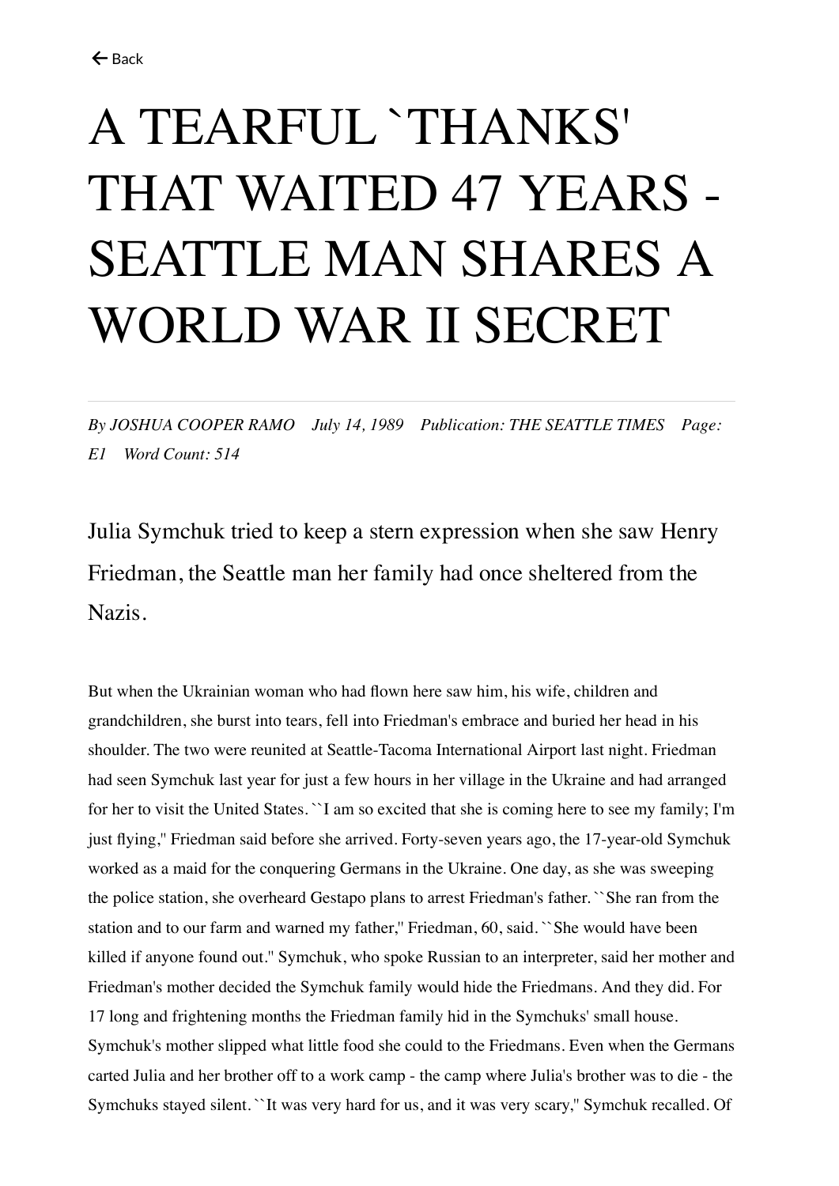# A TEARFUL `THANKS' THAT WAITED 47 YEARS - SEATTLE MAN SHARES A WORLD WAR II SECRET

*By JOSHUA COOPER RAMO July 14, 1989 Publication: THE SEATTLE TIMES Page: E1 Word Count: 514*

Julia Symchuk tried to keep a stern expression when she saw Henry Friedman, the Seattle man her family had once sheltered from the Nazis.

But when the Ukrainian woman who had flown here saw him, his wife, children and grandchildren, she burst into tears, fell into Friedman's embrace and buried her head in his shoulder. The two were reunited at Seattle-Tacoma International Airport last night. Friedman had seen Symchuk last year for just a few hours in her village in the Ukraine and had arranged for her to visit the United States. ``I am so excited that she is coming here to see my family; I'm just flying,'' Friedman said before she arrived. Forty-seven years ago, the 17-year-old Symchuk worked as a maid for the conquering Germans in the Ukraine. One day, as she was sweeping the police station, she overheard Gestapo plans to arrest Friedman's father. ``She ran from the station and to our farm and warned my father,'' Friedman, 60, said. ``She would have been killed if anyone found out.'' Symchuk, who spoke Russian to an interpreter, said her mother and Friedman's mother decided the Symchuk family would hide the Friedmans. And they did. For 17 long and frightening months the Friedman family hid in the Symchuks' small house. Symchuk's mother slipped what little food she could to the Friedmans. Even when the Germans carted Julia and her brother off to a work camp - the camp where Julia's brother was to die - the Symchuks stayed silent. ``It was very hard for us, and it was very scary,'' Symchuk recalled. Of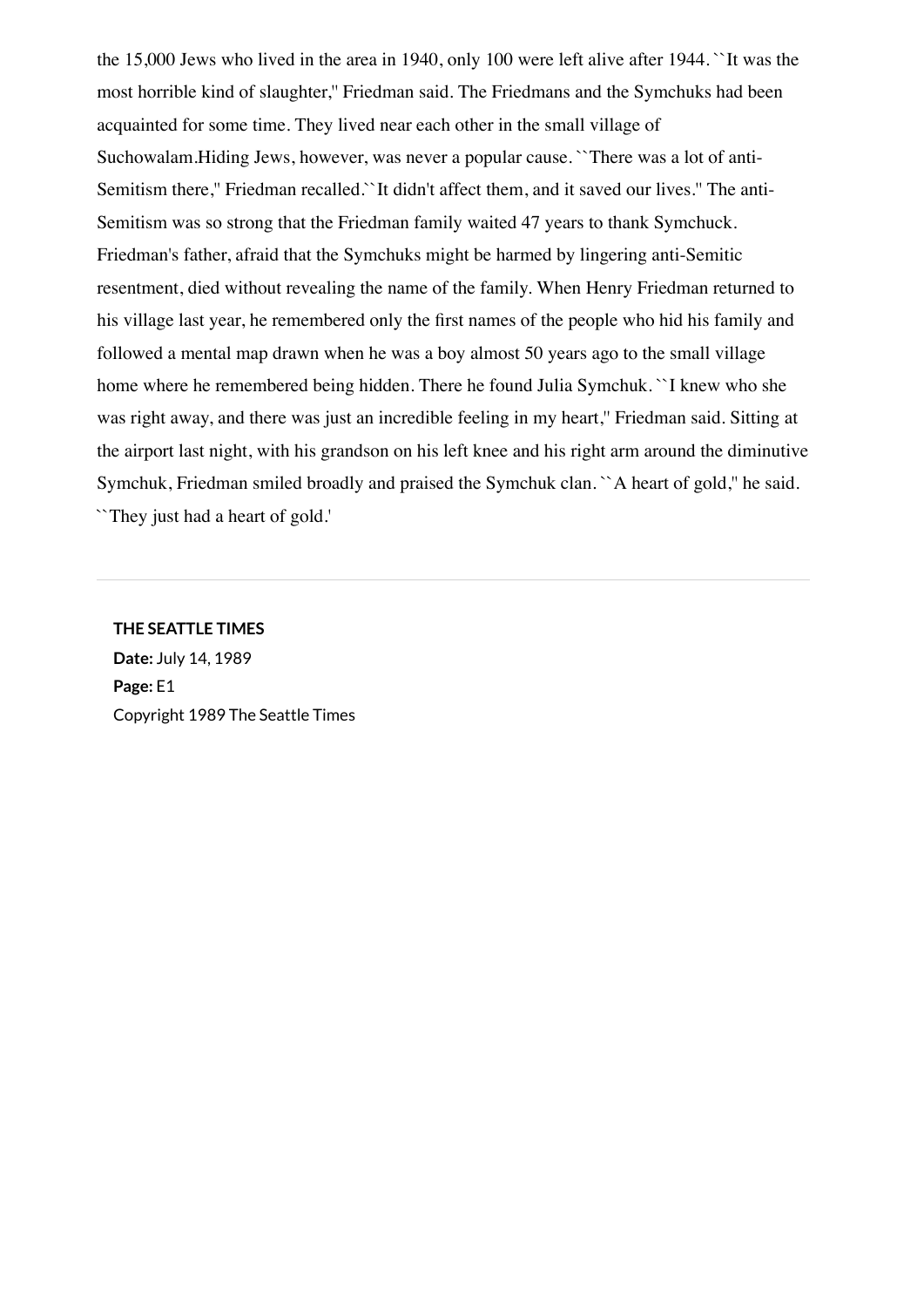the 15,000 Jews who lived in the area in 1940, only 100 were left alive after 1944. ``It was the most horrible kind of slaughter,'' Friedman said. The Friedmans and the Symchuks had been acquainted for some time. They lived near each other in the small village of Suchowalam.Hiding Jews, however, was never a popular cause. ``There was a lot of anti-Semitism there,'' Friedman recalled.``It didn't affect them, and it saved our lives.'' The anti-Semitism was so strong that the Friedman family waited 47 years to thank Symchuck. Friedman's father, afraid that the Symchuks might be harmed by lingering anti-Semitic resentment, died without revealing the name of the family. When Henry Friedman returned to his village last year, he remembered only the first names of the people who hid his family and followed a mental map drawn when he was a boy almost 50 years ago to the small village home where he remembered being hidden. There he found Julia Symchuk. ``I knew who she was right away, and there was just an incredible feeling in my heart,'' Friedman said. Sitting at the airport last night, with his grandson on his left knee and his right arm around the diminutive Symchuk, Friedman smiled broadly and praised the Symchuk clan. ``A heart of gold,'' he said. ``They just had a heart of gold.'

---

**THE SEATTLE TIMES**
**Date:** July 14, 1989
**Page:** E1
Copyright 1989 The Seattle Times